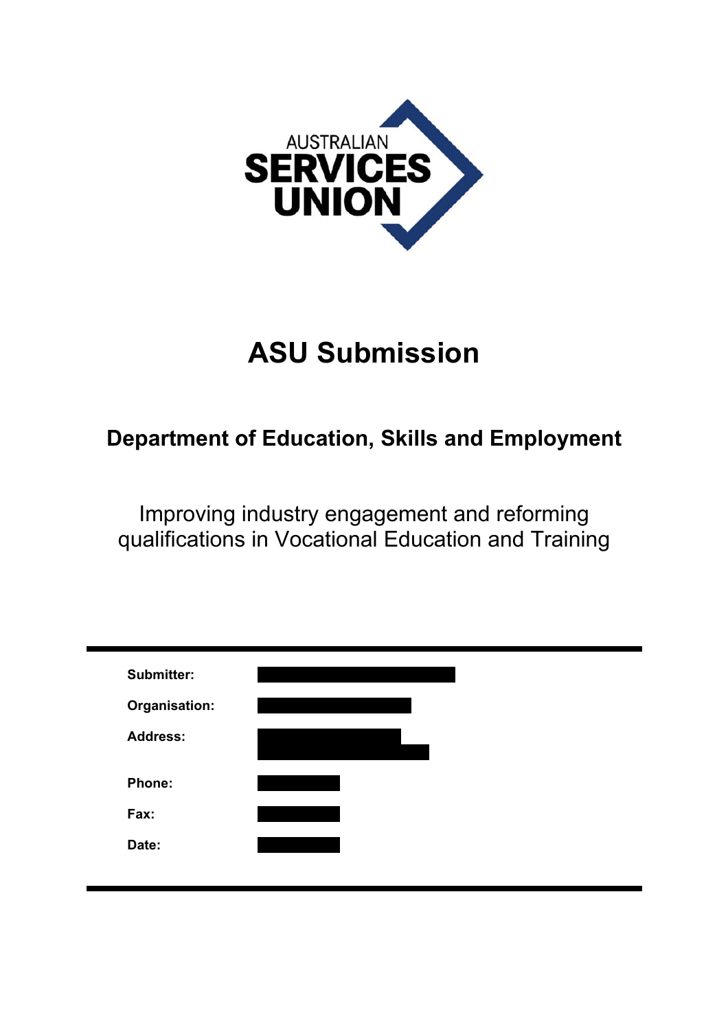AUSTRALIAN
SERVICES
UNION

# ASU Submission

## Department of Education, Skills and Employment

Improving industry engagement and reforming qualifications in Vocational Education and Training

| | |
|---|---|
| **Submitter:** | |
| **Organisation:** | |
| **Address:** | |
| **Phone:** | |
| **Fax:** | |
| **Date:** | |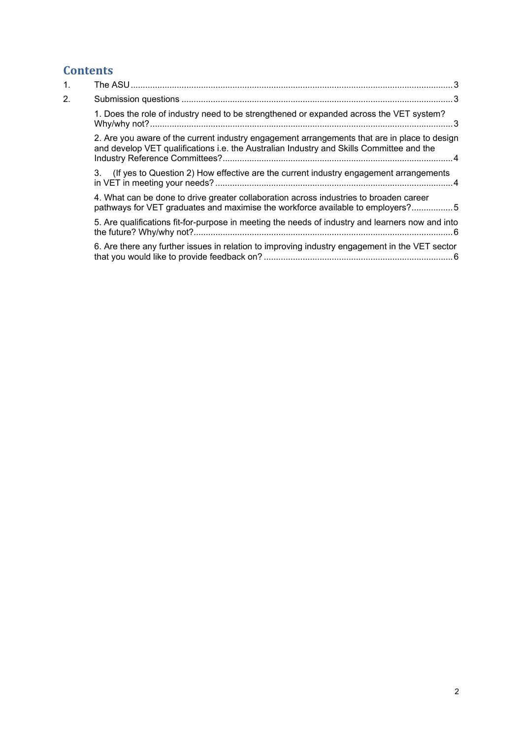# Contents

1. The ASU .......... 3
2. Submission questions .......... 3
   - 1. Does the role of industry need to be strengthened or expanded across the VET system? Why/why not? .......... 3
   - 2. Are you aware of the current industry engagement arrangements that are in place to design and develop VET qualifications i.e. the Australian Industry and Skills Committee and the Industry Reference Committees? .......... 4
   - 3. (If yes to Question 2) How effective are the current industry engagement arrangements in VET in meeting your needs? .......... 4
   - 4. What can be done to drive greater collaboration across industries to broaden career pathways for VET graduates and maximise the workforce available to employers? .......... 5
   - 5. Are qualifications fit-for-purpose in meeting the needs of industry and learners now and into the future? Why/why not? .......... 6
   - 6. Are there any further issues in relation to improving industry engagement in the VET sector that you would like to provide feedback on? .......... 6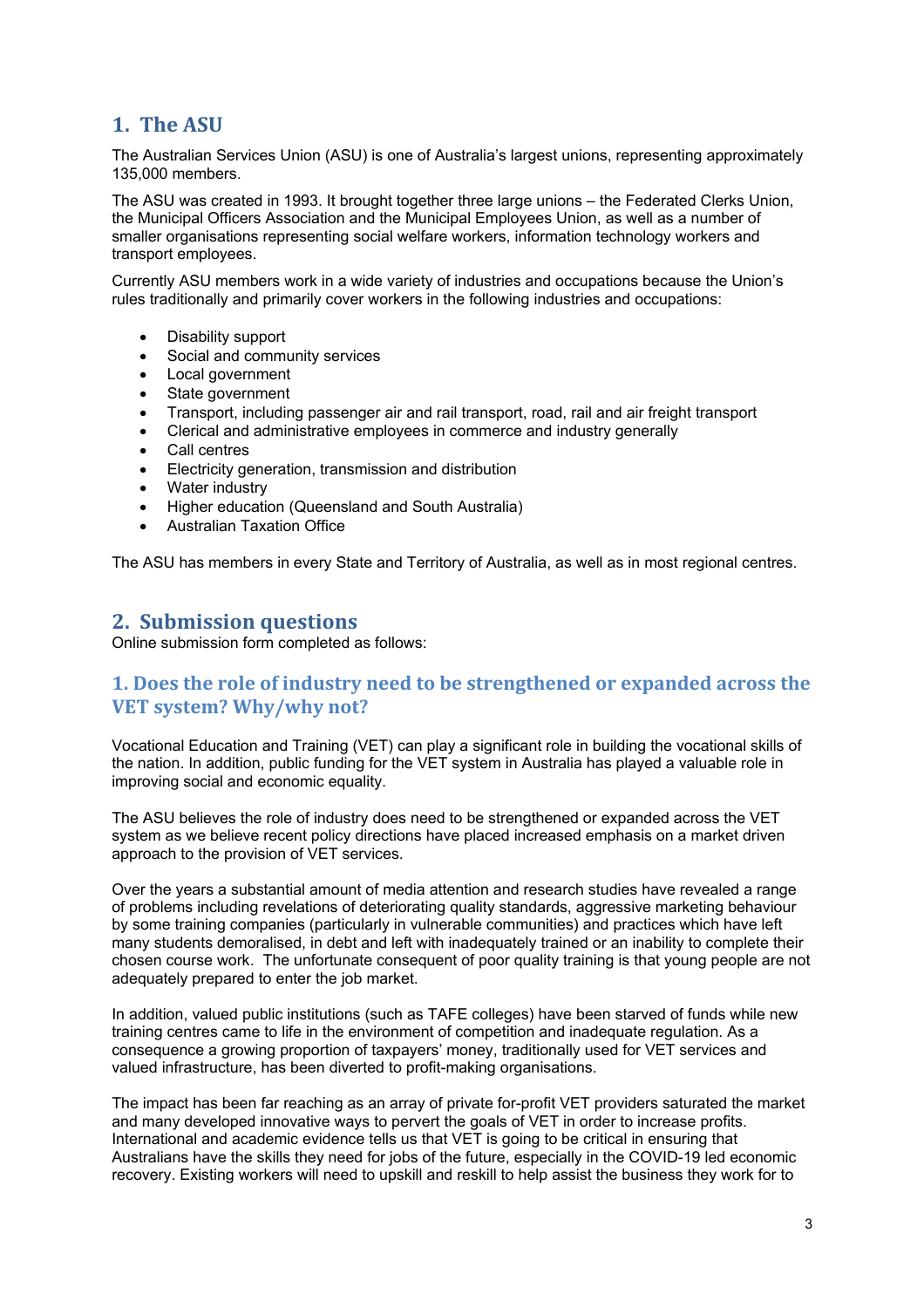# 1. The ASU

The Australian Services Union (ASU) is one of Australia's largest unions, representing approximately 135,000 members.

The ASU was created in 1993. It brought together three large unions – the Federated Clerks Union, the Municipal Officers Association and the Municipal Employees Union, as well as a number of smaller organisations representing social welfare workers, information technology workers and transport employees.

Currently ASU members work in a wide variety of industries and occupations because the Union's rules traditionally and primarily cover workers in the following industries and occupations:

- Disability support
- Social and community services
- Local government
- State government
- Transport, including passenger air and rail transport, road, rail and air freight transport
- Clerical and administrative employees in commerce and industry generally
- Call centres
- Electricity generation, transmission and distribution
- Water industry
- Higher education (Queensland and South Australia)
- Australian Taxation Office

The ASU has members in every State and Territory of Australia, as well as in most regional centres.

# 2. Submission questions

Online submission form completed as follows:

## 1. Does the role of industry need to be strengthened or expanded across the VET system? Why/why not?

Vocational Education and Training (VET) can play a significant role in building the vocational skills of the nation. In addition, public funding for the VET system in Australia has played a valuable role in improving social and economic equality.

The ASU believes the role of industry does need to be strengthened or expanded across the VET system as we believe recent policy directions have placed increased emphasis on a market driven approach to the provision of VET services.

Over the years a substantial amount of media attention and research studies have revealed a range of problems including revelations of deteriorating quality standards, aggressive marketing behaviour by some training companies (particularly in vulnerable communities) and practices which have left many students demoralised, in debt and left with inadequately trained or an inability to complete their chosen course work. The unfortunate consequent of poor quality training is that young people are not adequately prepared to enter the job market.

In addition, valued public institutions (such as TAFE colleges) have been starved of funds while new training centres came to life in the environment of competition and inadequate regulation. As a consequence a growing proportion of taxpayers' money, traditionally used for VET services and valued infrastructure, has been diverted to profit-making organisations.

The impact has been far reaching as an array of private for-profit VET providers saturated the market and many developed innovative ways to pervert the goals of VET in order to increase profits. International and academic evidence tells us that VET is going to be critical in ensuring that Australians have the skills they need for jobs of the future, especially in the COVID-19 led economic recovery. Existing workers will need to upskill and reskill to help assist the business they work for to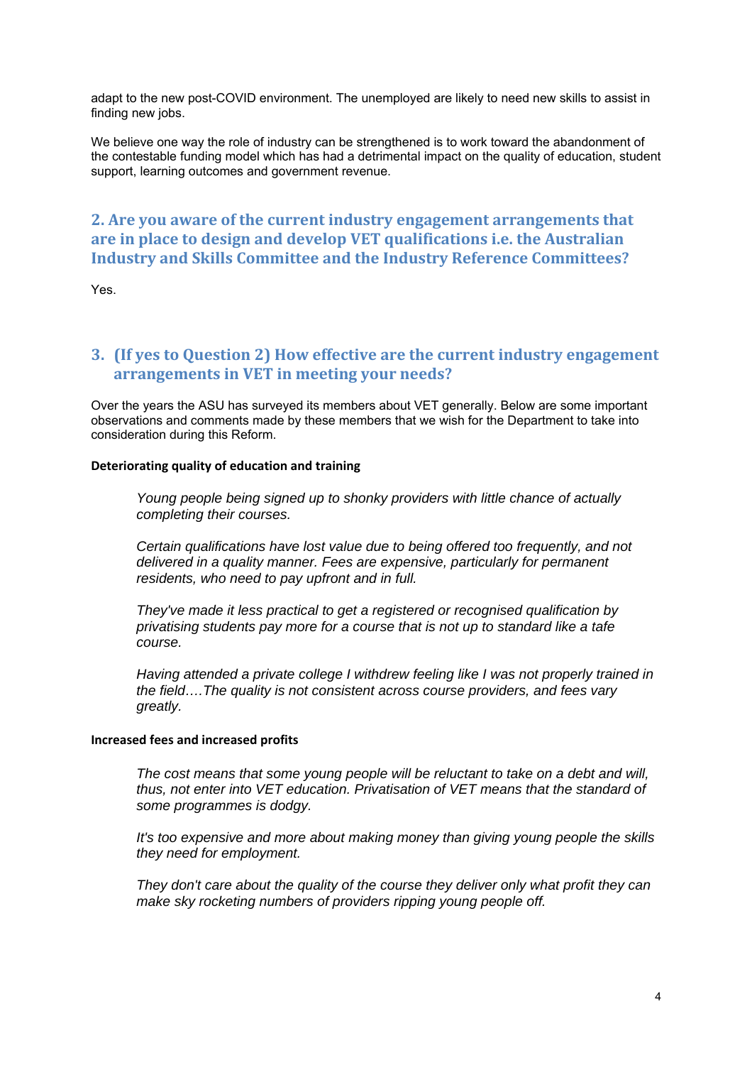adapt to the new post-COVID environment. The unemployed are likely to need new skills to assist in finding new jobs.

We believe one way the role of industry can be strengthened is to work toward the abandonment of the contestable funding model which has had a detrimental impact on the quality of education, student support, learning outcomes and government revenue.

## 2. Are you aware of the current industry engagement arrangements that are in place to design and develop VET qualifications i.e. the Australian Industry and Skills Committee and the Industry Reference Committees?

Yes.

## 3. (If yes to Question 2) How effective are the current industry engagement arrangements in VET in meeting your needs?

Over the years the ASU has surveyed its members about VET generally. Below are some important observations and comments made by these members that we wish for the Department to take into consideration during this Reform.

**Deteriorating quality of education and training**

> *Young people being signed up to shonky providers with little chance of actually completing their courses.*
>
> *Certain qualifications have lost value due to being offered too frequently, and not delivered in a quality manner. Fees are expensive, particularly for permanent residents, who need to pay upfront and in full.*
>
> *They've made it less practical to get a registered or recognised qualification by privatising students pay more for a course that is not up to standard like a tafe course.*
>
> *Having attended a private college I withdrew feeling like I was not properly trained in the field….The quality is not consistent across course providers, and fees vary greatly.*

**Increased fees and increased profits**

> *The cost means that some young people will be reluctant to take on a debt and will, thus, not enter into VET education. Privatisation of VET means that the standard of some programmes is dodgy.*
>
> *It's too expensive and more about making money than giving young people the skills they need for employment.*
>
> *They don't care about the quality of the course they deliver only what profit they can make sky rocketing numbers of providers ripping young people off.*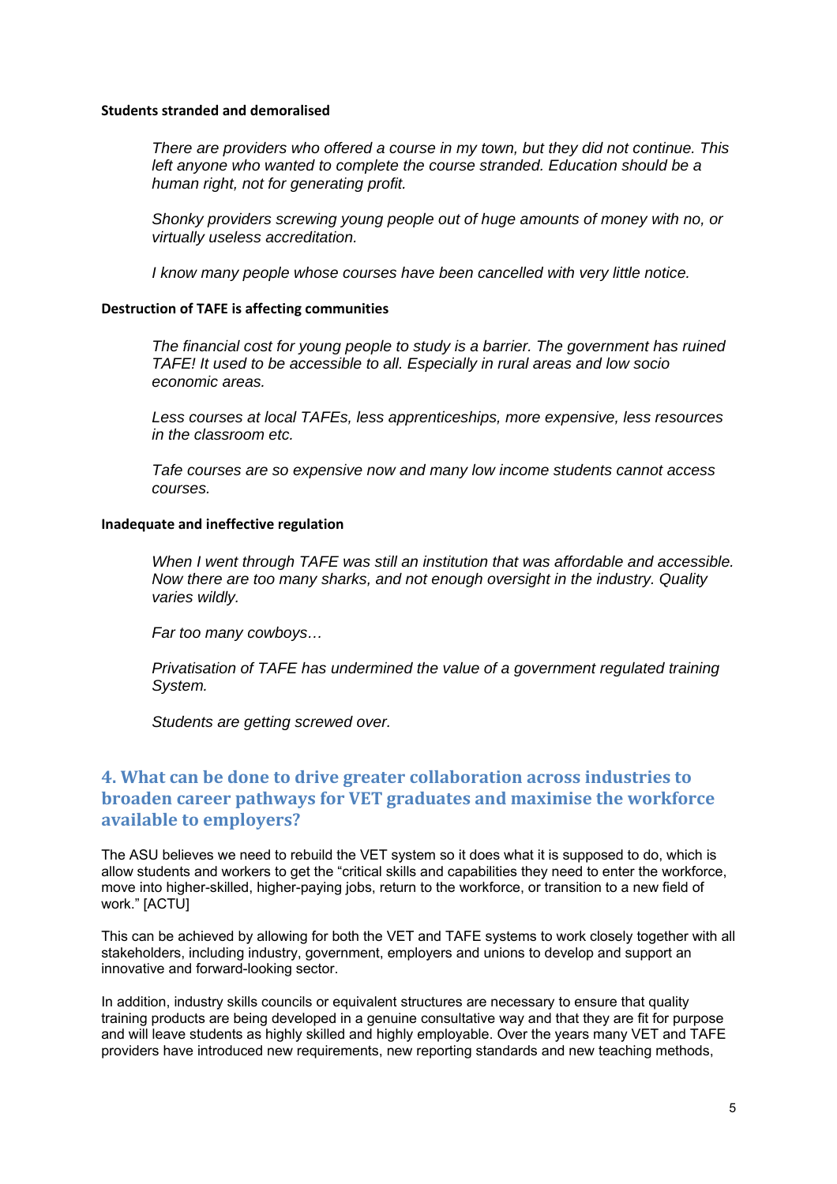**Students stranded and demoralised**

> *There are providers who offered a course in my town, but they did not continue. This left anyone who wanted to complete the course stranded. Education should be a human right, not for generating profit.*
>
> *Shonky providers screwing young people out of huge amounts of money with no, or virtually useless accreditation.*
>
> *I know many people whose courses have been cancelled with very little notice.*

**Destruction of TAFE is affecting communities**

> *The financial cost for young people to study is a barrier. The government has ruined TAFE! It used to be accessible to all. Especially in rural areas and low socio economic areas.*
>
> *Less courses at local TAFEs, less apprenticeships, more expensive, less resources in the classroom etc.*
>
> *Tafe courses are so expensive now and many low income students cannot access courses.*

**Inadequate and ineffective regulation**

> *When I went through TAFE was still an institution that was affordable and accessible. Now there are too many sharks, and not enough oversight in the industry. Quality varies wildly.*
>
> *Far too many cowboys…*
>
> *Privatisation of TAFE has undermined the value of a government regulated training System.*
>
> *Students are getting screwed over.*

## 4. What can be done to drive greater collaboration across industries to broaden career pathways for VET graduates and maximise the workforce available to employers?

The ASU believes we need to rebuild the VET system so it does what it is supposed to do, which is allow students and workers to get the "critical skills and capabilities they need to enter the workforce, move into higher-skilled, higher-paying jobs, return to the workforce, or transition to a new field of work." [ACTU]

This can be achieved by allowing for both the VET and TAFE systems to work closely together with all stakeholders, including industry, government, employers and unions to develop and support an innovative and forward-looking sector.

In addition, industry skills councils or equivalent structures are necessary to ensure that quality training products are being developed in a genuine consultative way and that they are fit for purpose and will leave students as highly skilled and highly employable. Over the years many VET and TAFE providers have introduced new requirements, new reporting standards and new teaching methods,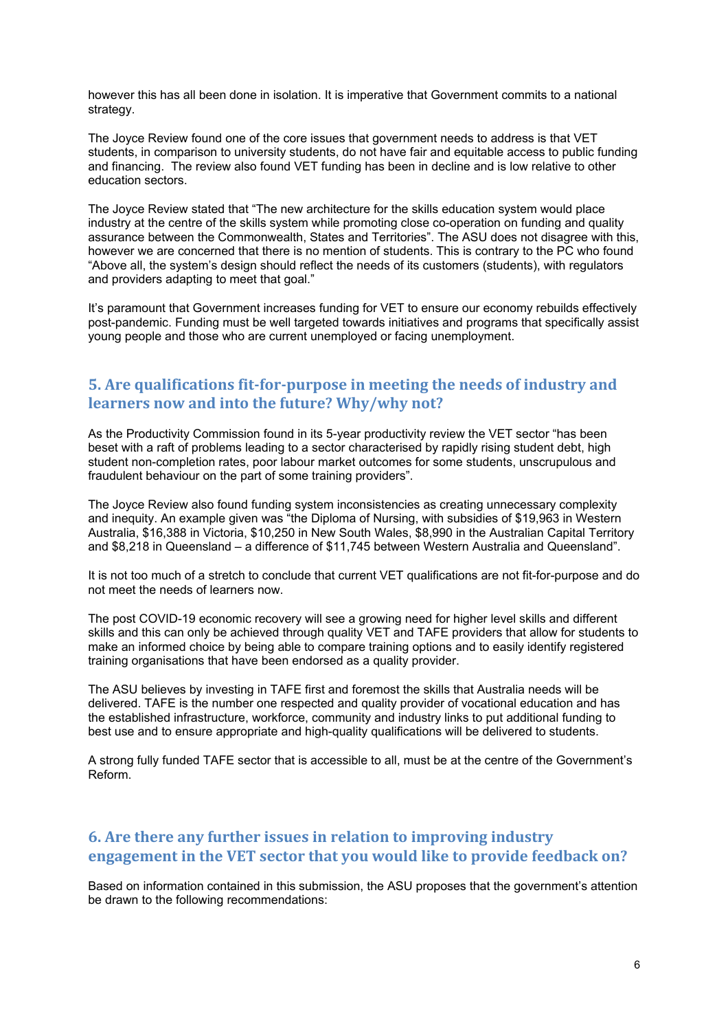however this has all been done in isolation. It is imperative that Government commits to a national strategy.

The Joyce Review found one of the core issues that government needs to address is that VET students, in comparison to university students, do not have fair and equitable access to public funding and financing. The review also found VET funding has been in decline and is low relative to other education sectors.

The Joyce Review stated that "The new architecture for the skills education system would place industry at the centre of the skills system while promoting close co-operation on funding and quality assurance between the Commonwealth, States and Territories". The ASU does not disagree with this, however we are concerned that there is no mention of students. This is contrary to the PC who found "Above all, the system's design should reflect the needs of its customers (students), with regulators and providers adapting to meet that goal."

It's paramount that Government increases funding for VET to ensure our economy rebuilds effectively post-pandemic. Funding must be well targeted towards initiatives and programs that specifically assist young people and those who are current unemployed or facing unemployment.

## 5. Are qualifications fit-for-purpose in meeting the needs of industry and learners now and into the future? Why/why not?

As the Productivity Commission found in its 5-year productivity review the VET sector "has been beset with a raft of problems leading to a sector characterised by rapidly rising student debt, high student non-completion rates, poor labour market outcomes for some students, unscrupulous and fraudulent behaviour on the part of some training providers".

The Joyce Review also found funding system inconsistencies as creating unnecessary complexity and inequity. An example given was "the Diploma of Nursing, with subsidies of $19,963 in Western Australia, $16,388 in Victoria, $10,250 in New South Wales, $8,990 in the Australian Capital Territory and $8,218 in Queensland – a difference of $11,745 between Western Australia and Queensland".

It is not too much of a stretch to conclude that current VET qualifications are not fit-for-purpose and do not meet the needs of learners now.

The post COVID-19 economic recovery will see a growing need for higher level skills and different skills and this can only be achieved through quality VET and TAFE providers that allow for students to make an informed choice by being able to compare training options and to easily identify registered training organisations that have been endorsed as a quality provider.

The ASU believes by investing in TAFE first and foremost the skills that Australia needs will be delivered. TAFE is the number one respected and quality provider of vocational education and has the established infrastructure, workforce, community and industry links to put additional funding to best use and to ensure appropriate and high-quality qualifications will be delivered to students.

A strong fully funded TAFE sector that is accessible to all, must be at the centre of the Government's Reform.

## 6. Are there any further issues in relation to improving industry engagement in the VET sector that you would like to provide feedback on?

Based on information contained in this submission, the ASU proposes that the government's attention be drawn to the following recommendations: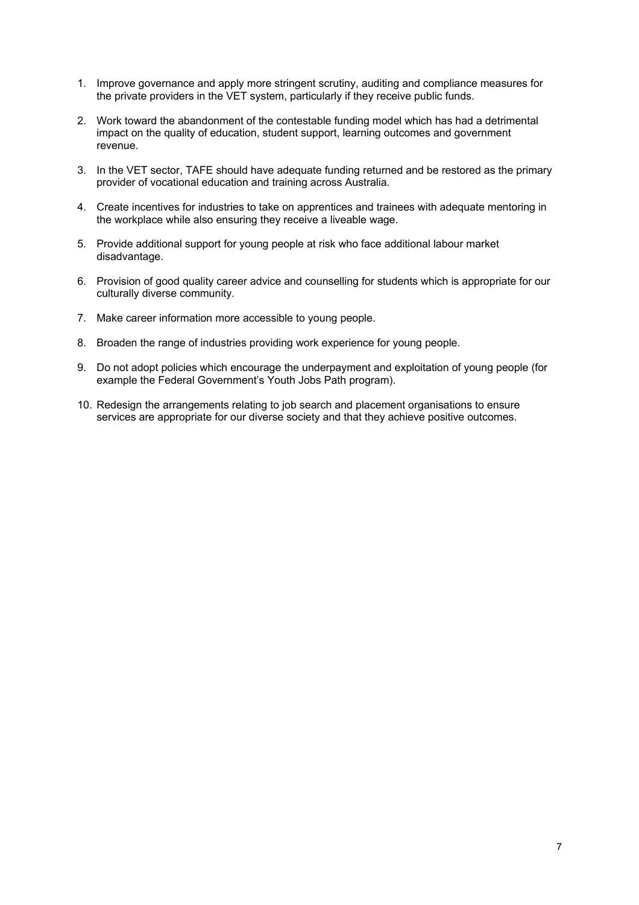1. Improve governance and apply more stringent scrutiny, auditing and compliance measures for the private providers in the VET system, particularly if they receive public funds.

2. Work toward the abandonment of the contestable funding model which has had a detrimental impact on the quality of education, student support, learning outcomes and government revenue.

3. In the VET sector, TAFE should have adequate funding returned and be restored as the primary provider of vocational education and training across Australia.

4. Create incentives for industries to take on apprentices and trainees with adequate mentoring in the workplace while also ensuring they receive a liveable wage.

5. Provide additional support for young people at risk who face additional labour market disadvantage.

6. Provision of good quality career advice and counselling for students which is appropriate for our culturally diverse community.

7. Make career information more accessible to young people.

8. Broaden the range of industries providing work experience for young people.

9. Do not adopt policies which encourage the underpayment and exploitation of young people (for example the Federal Government's Youth Jobs Path program).

10. Redesign the arrangements relating to job search and placement organisations to ensure services are appropriate for our diverse society and that they achieve positive outcomes.